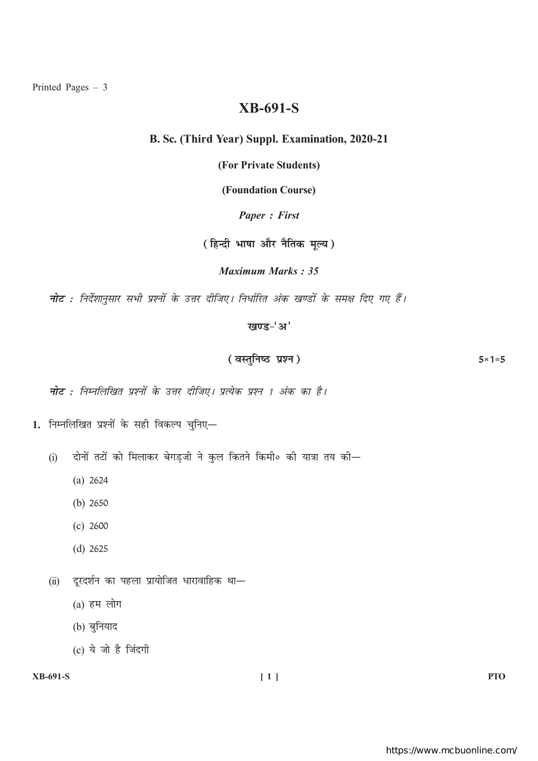Printed Pages – 3

# XB-691-S

## B. Sc. (Third Year) Suppl. Examination, 2020-21

**(For Private Students)**

**(Foundation Course)**

***Paper : First***

**( हिन्दी भाषा और नैतिक मूल्य )**

***Maximum Marks : 35***

***नोट :*** *निर्देशानुसार सभी प्रश्नों के उत्तर दीजिए। निर्धारित अंक खण्डों के समक्ष दिए गए हैं।*

### खण्ड–'अ'

**( वस्तुनिष्ठ प्रश्न )** 5×1=5

***नोट :*** *निम्नलिखित प्रश्नों के उत्तर दीजिए। प्रत्येक प्रश्न 1 अंक का है।*

**1.** निम्नलिखित प्रश्नों के सही विकल्प चुनिए—

(i) दोनों तटों को मिलाकर बेगड़जी ने कुल कितने किमी० की यात्रा तय की—

(a) 2624

(b) 2650

(c) 2600

(d) 2625

(ii) दूरदर्शन का पहला प्रायोजित धारावाहिक था—

(a) हम लोग

(b) बुनियाद

(c) ये जो है जिंदगी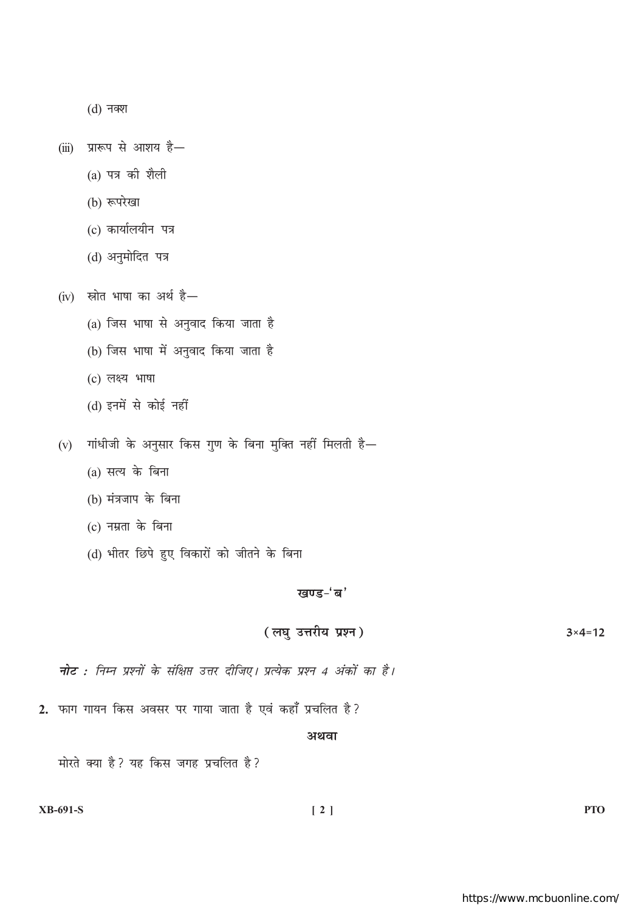(d) नक्श

(iii) प्रारूप से आशय है—

(a) पत्र की शैली

(b) रूपरेखा

(c) कार्यालयीन पत्र

(d) अनुमोदित पत्र

(iv) स्रोत भाषा का अर्थ है—

(a) जिस भाषा से अनुवाद किया जाता है

(b) जिस भाषा में अनुवाद किया जाता है

(c) लक्ष्य भाषा

(d) इनमें से कोई नहीं

(v) गांधीजी के अनुसार किस गुण के बिना मुक्ति नहीं मिलती है—

(a) सत्य के बिना

(b) मंत्रजाप के बिना

(c) नम्रता के बिना

(d) भीतर छिपे हुए विकारों को जीतने के बिना

## खण्ड-'ब'

### (लघु उत्तरीय प्रश्न) 3×4=12

***नोट :*** *निम्न प्रश्नों के संक्षिप्त उत्तर दीजिए। प्रत्येक प्रश्न 4 अंकों का है।*

**2.** फाग गायन किस अवसर पर गाया जाता है एवं कहाँ प्रचलित है?

**अथवा**

मोरते क्या है? यह किस जगह प्रचलित है?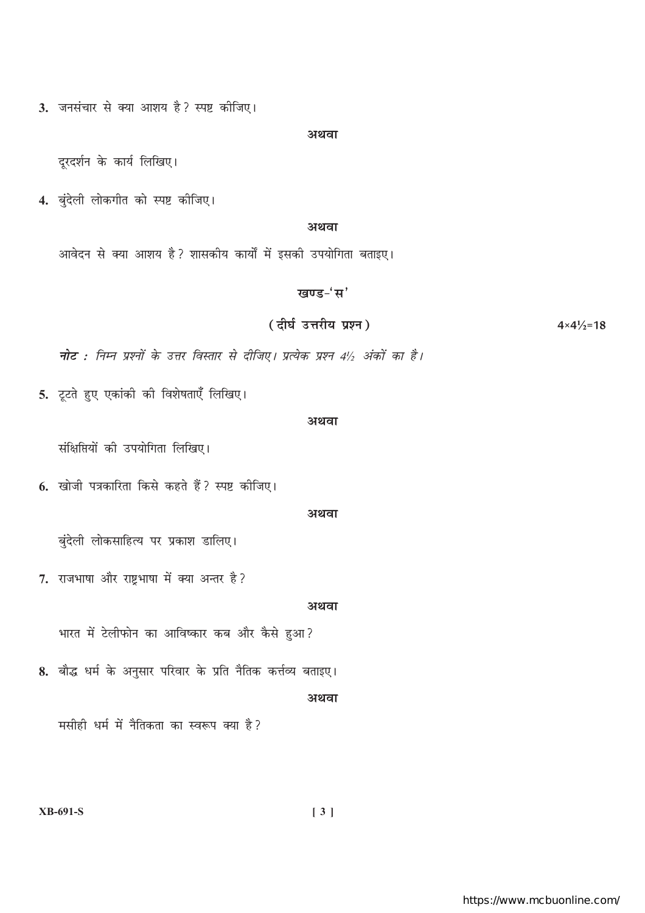3. जनसंचार से क्या आशय है? स्पष्ट कीजिए।

**अथवा**

दूरदर्शन के कार्य लिखिए।

4. बुंदेली लोकगीत को स्पष्ट कीजिए।

**अथवा**

आवेदन से क्या आशय है? शासकीय कार्यों में इसकी उपयोगिता बताइए।

## खण्ड-'स'

### (दीर्घ उत्तरीय प्रश्न)

$4 \times 4\frac{1}{2} = 18$

***नोट :*** *निम्न प्रश्नों के उत्तर विस्तार से दीजिए। प्रत्येक प्रश्न $4\frac{1}{2}$ अंकों का है।*

5. टूटते हुए एकांकी की विशेषताएँ लिखिए।

**अथवा**

संक्षिप्तियों की उपयोगिता लिखिए।

6. खोजी पत्रकारिता किसे कहते हैं? स्पष्ट कीजिए।

**अथवा**

बुंदेली लोकसाहित्य पर प्रकाश डालिए।

7. राजभाषा और राष्ट्रभाषा में क्या अन्तर है?

**अथवा**

भारत में टेलीफोन का आविष्कार कब और कैसे हुआ?

8. बौद्ध धर्म के अनुसार परिवार के प्रति नैतिक कर्त्तव्य बताइए।

**अथवा**

मसीही धर्म में नैतिकता का स्वरूप क्या है?